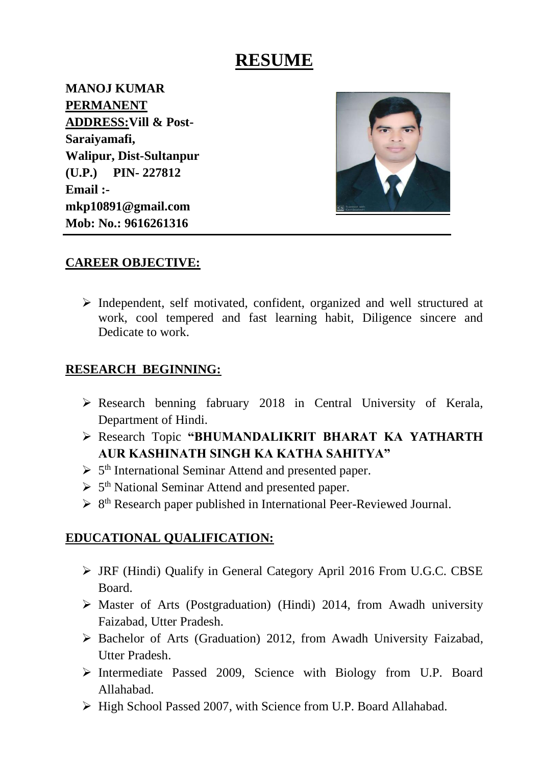# RESUME

**MANOJ KUMAR**
**<u>PERMANENT ADDRESS:</u>Vill & Post-Saraiyamafi,**
**Walipur, Dist-Sultanpur**
**(U.P.) PIN- 227812**
**Email :-**
**mkp10891@gmail.com**
**Mob: No.: 9616261316**

## CAREER OBJECTIVE:

- Independent, self motivated, confident, organized and well structured at work, cool tempered and fast learning habit, Diligence sincere and Dedicate to work.

## RESEARCH BEGINNING:

- Research benning fabruary 2018 in Central University of Kerala, Department of Hindi.
- Research Topic **"BHUMANDALIKRIT BHARAT KA YATHARTH AUR KASHINATH SINGH KA KATHA SAHITYA"**
- 5th International Seminar Attend and presented paper.
- 5th National Seminar Attend and presented paper.
- 8th Research paper published in International Peer-Reviewed Journal.

## EDUCATIONAL QUALIFICATION:

- JRF (Hindi) Qualify in General Category April 2016 From U.G.C. CBSE Board.
- Master of Arts (Postgraduation) (Hindi) 2014, from Awadh university Faizabad, Utter Pradesh.
- Bachelor of Arts (Graduation) 2012, from Awadh University Faizabad, Utter Pradesh.
- Intermediate Passed 2009, Science with Biology from U.P. Board Allahabad.
- High School Passed 2007, with Science from U.P. Board Allahabad.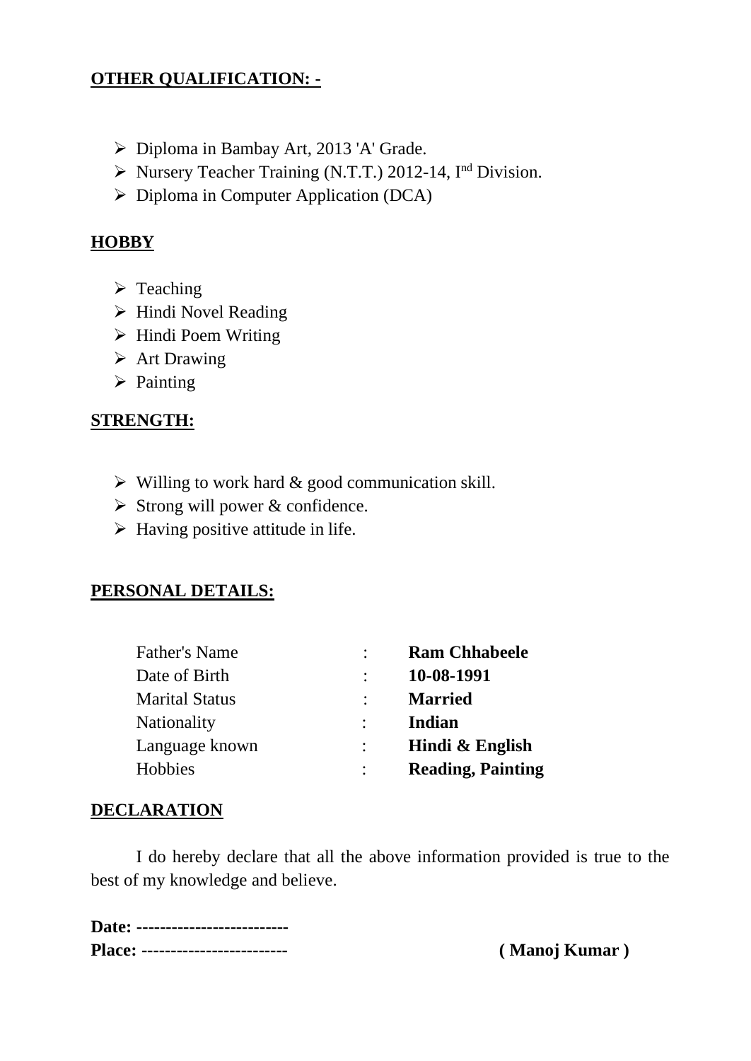## OTHER QUALIFICATION: -

- Diploma in Bambay Art, 2013 'A' Grade.
- Nursery Teacher Training (N.T.T.) 2012-14, I[nd] Division.
- Diploma in Computer Application (DCA)

## HOBBY

- Teaching
- Hindi Novel Reading
- Hindi Poem Writing
- Art Drawing
- Painting

## STRENGTH:

- Willing to work hard & good communication skill.
- Strong will power & confidence.
- Having positive attitude in life.

## PERSONAL DETAILS:

| | | |
|---|---|---|
| Father's Name | : | **Ram Chhabeele** |
| Date of Birth | : | **10-08-1991** |
| Marital Status | : | **Married** |
| Nationality | : | **Indian** |
| Language known | : | **Hindi & English** |
| Hobbies | : | **Reading, Painting** |

## DECLARATION

I do hereby declare that all the above information provided is true to the best of my knowledge and believe.

**Date: --------------------------**

**Place: ------------------------** **( Manoj Kumar )**